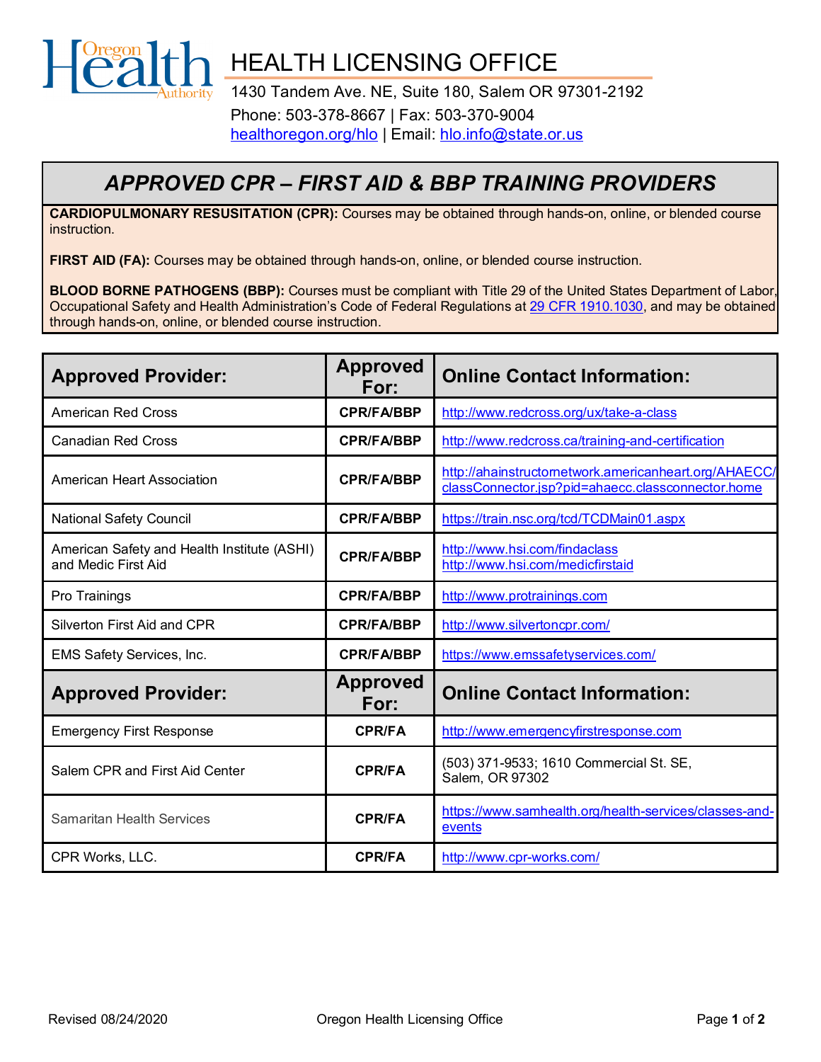Oregon Health Authority

# HEALTH LICENSING OFFICE

1430 Tandem Ave. NE, Suite 180, Salem OR 97301-2192
Phone: 503-378-8667 | Fax: 503-370-9004
healthoregon.org/hlo | Email: hlo.info@state.or.us

## APPROVED CPR – FIRST AID & BBP TRAINING PROVIDERS

**CARDIOPULMONARY RESUSITATION (CPR):** Courses may be obtained through hands-on, online, or blended course instruction.

**FIRST AID (FA):** Courses may be obtained through hands-on, online, or blended course instruction.

**BLOOD BORNE PATHOGENS (BBP):** Courses must be compliant with Title 29 of the United States Department of Labor, Occupational Safety and Health Administration's Code of Federal Regulations at 29 CFR 1910.1030, and may be obtained through hands-on, online, or blended course instruction.

| Approved Provider: | Approved For: | Online Contact Information: |
|---|---|---|
| American Red Cross | CPR/FA/BBP | http://www.redcross.org/ux/take-a-class |
| Canadian Red Cross | CPR/FA/BBP | http://www.redcross.ca/training-and-certification |
| American Heart Association | CPR/FA/BBP | http://ahainstructornetwork.americanheart.org/AHAECC/classConnector.jsp?pid=ahaecc.classconnector.home |
| National Safety Council | CPR/FA/BBP | https://train.nsc.org/tcd/TCDMain01.aspx |
| American Safety and Health Institute (ASHI) and Medic First Aid | CPR/FA/BBP | http://www.hsi.com/findaclass http://www.hsi.com/medicfirstaid |
| Pro Trainings | CPR/FA/BBP | http://www.protrainings.com |
| Silverton First Aid and CPR | CPR/FA/BBP | http://www.silvertoncpr.com/ |
| EMS Safety Services, Inc. | CPR/FA/BBP | https://www.emssafetyservices.com/ |
| **Approved Provider:** | **Approved For:** | **Online Contact Information:** |
| Emergency First Response | CPR/FA | http://www.emergencyfirstresponse.com |
| Salem CPR and First Aid Center | CPR/FA | (503) 371-9533; 1610 Commercial St. SE, Salem, OR 97302 |
| Samaritan Health Services | CPR/FA | https://www.samhealth.org/health-services/classes-and-events |
| CPR Works, LLC. | CPR/FA | http://www.cpr-works.com/ |

Revised 08/24/2020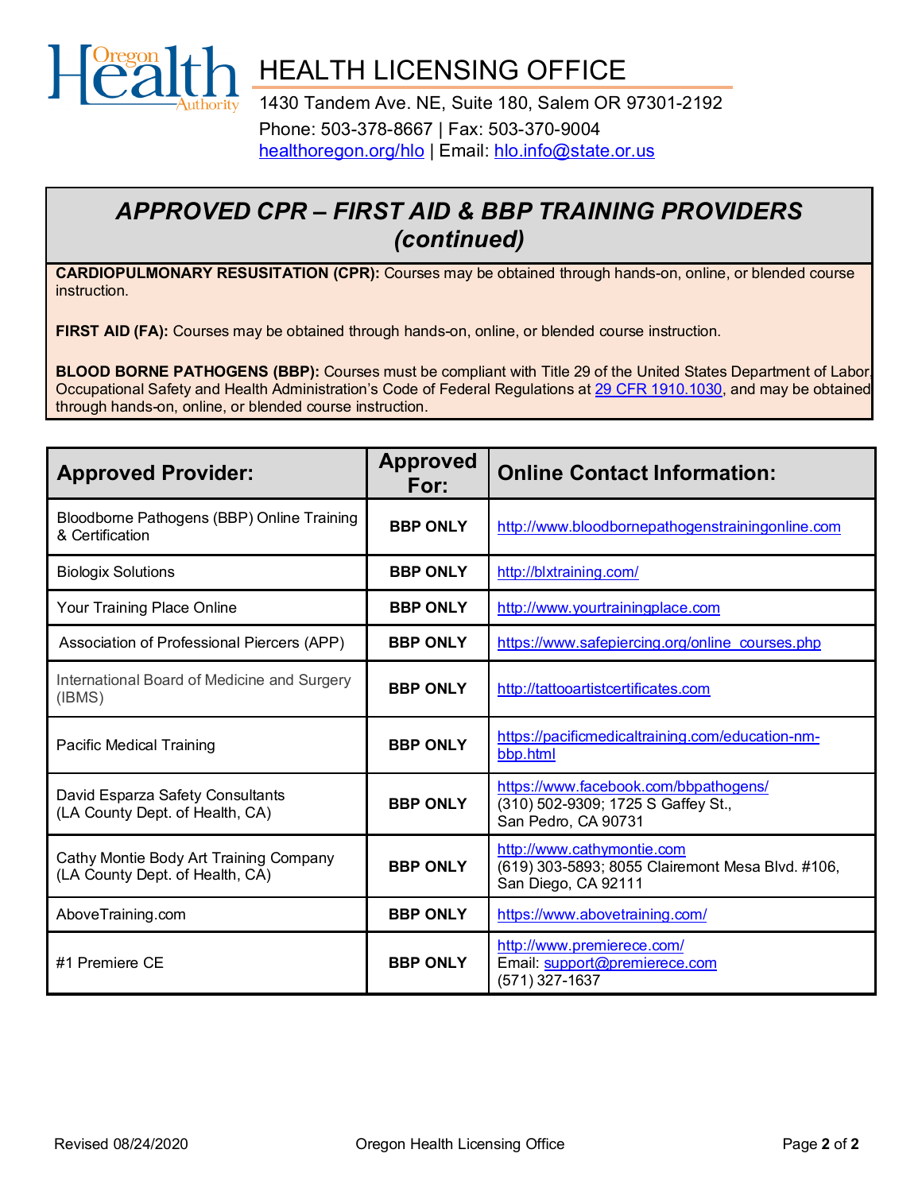# HEALTH LICENSING OFFICE

1430 Tandem Ave. NE, Suite 180, Salem OR 97301-2192
Phone: 503-378-8667 | Fax: 503-370-9004
healthoregon.org/hlo | Email: hlo.info@state.or.us

## *APPROVED CPR – FIRST AID & BBP TRAINING PROVIDERS (continued)*

**CARDIOPULMONARY RESUSITATION (CPR):** Courses may be obtained through hands-on, online, or blended course instruction.

**FIRST AID (FA):** Courses may be obtained through hands-on, online, or blended course instruction.

**BLOOD BORNE PATHOGENS (BBP):** Courses must be compliant with Title 29 of the United States Department of Labor, Occupational Safety and Health Administration's Code of Federal Regulations at 29 CFR 1910.1030, and may be obtained through hands-on, online, or blended course instruction.

| Approved Provider: | Approved For: | Online Contact Information: |
|---|---|---|
| Bloodborne Pathogens (BBP) Online Training & Certification | **BBP ONLY** | http://www.bloodbornepathogenstrainingonline.com |
| Biologix Solutions | **BBP ONLY** | http://blxtraining.com/ |
| Your Training Place Online | **BBP ONLY** | http://www.yourtrainingplace.com |
| Association of Professional Piercers (APP) | **BBP ONLY** | https://www.safepiercing.org/online_courses.php |
| International Board of Medicine and Surgery (IBMS) | **BBP ONLY** | http://tattooartistcertificates.com |
| Pacific Medical Training | **BBP ONLY** | https://pacificmedicaltraining.com/education-nm-bbp.html |
| David Esparza Safety Consultants (LA County Dept. of Health, CA) | **BBP ONLY** | https://www.facebook.com/bbpathogens/ (310) 502-9309; 1725 S Gaffey St., San Pedro, CA 90731 |
| Cathy Montie Body Art Training Company (LA County Dept. of Health, CA) | **BBP ONLY** | http://www.cathymontie.com (619) 303-5893; 8055 Clairemont Mesa Blvd. #106, San Diego, CA 92111 |
| AboveTraining.com | **BBP ONLY** | https://www.abovetraining.com/ |
| #1 Premiere CE | **BBP ONLY** | http://www.premierece.com/ Email: support@premierece.com (571) 327-1637 |

Revised 08/24/2020